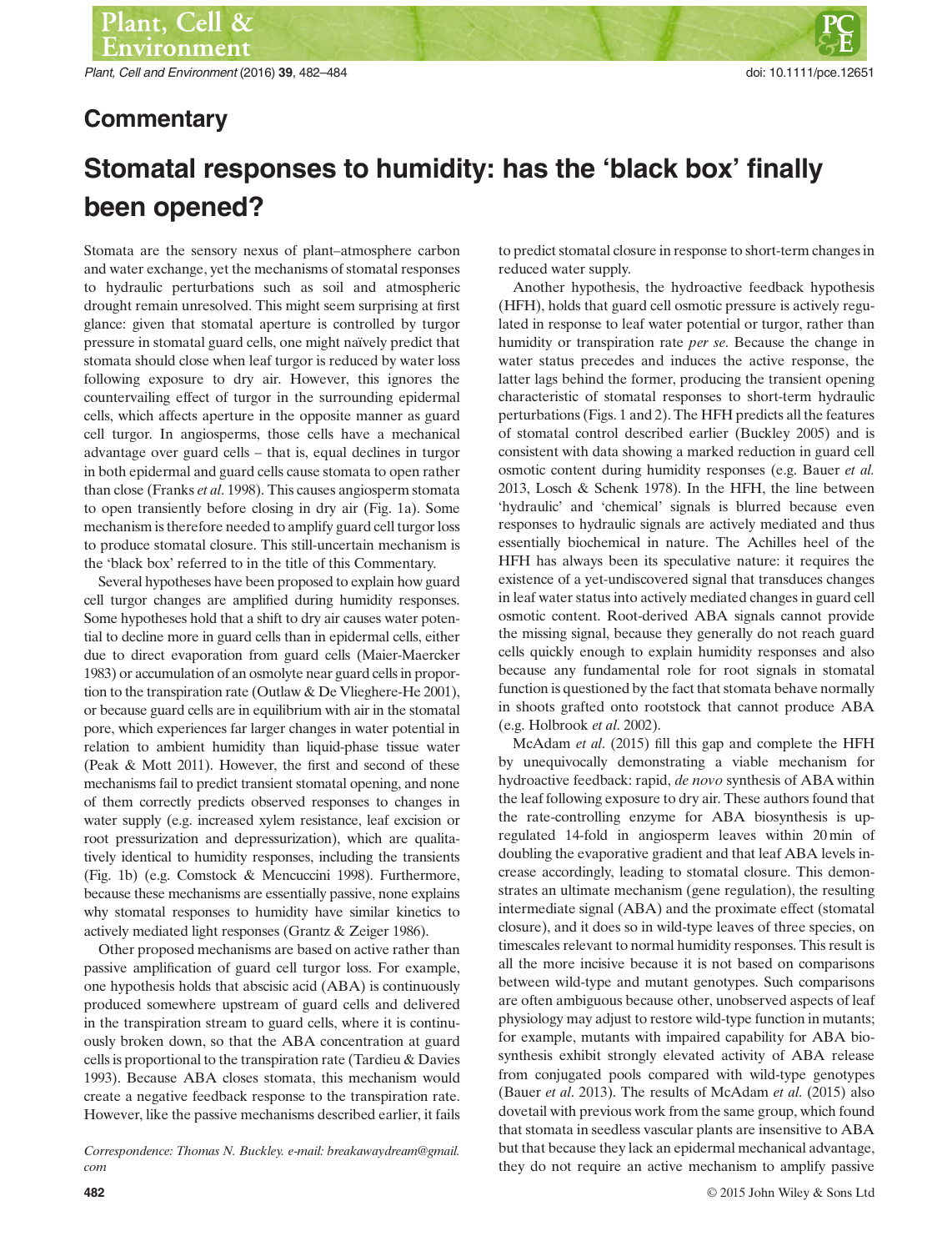## Commentary

# Stomatal responses to humidity: has the 'black box' finally been opened?

Stomata are the sensory nexus of plant–atmosphere carbon and water exchange, yet the mechanisms of stomatal responses to hydraulic perturbations such as soil and atmospheric drought remain unresolved. This might seem surprising at first glance: given that stomatal aperture is controlled by turgor pressure in stomatal guard cells, one might naïvely predict that stomata should close when leaf turgor is reduced by water loss following exposure to dry air. However, this ignores the countervailing effect of turgor in the surrounding epidermal cells, which affects aperture in the opposite manner as guard cell turgor. In angiosperms, those cells have a mechanical advantage over guard cells – that is, equal declines in turgor in both epidermal and guard cells cause stomata to open rather than close (Franks *et al*. 1998). This causes angiosperm stomata to open transiently before closing in dry air (Fig. 1a). Some mechanism is therefore needed to amplify guard cell turgor loss to produce stomatal closure. This still-uncertain mechanism is the 'black box' referred to in the title of this Commentary.

Several hypotheses have been proposed to explain how guard cell turgor changes are amplified during humidity responses. Some hypotheses hold that a shift to dry air causes water potential to decline more in guard cells than in epidermal cells, either due to direct evaporation from guard cells (Maier-Maercker 1983) or accumulation of an osmolyte near guard cells in proportion to the transpiration rate (Outlaw & De Vlieghere-He 2001), or because guard cells are in equilibrium with air in the stomatal pore, which experiences far larger changes in water potential in relation to ambient humidity than liquid-phase tissue water (Peak & Mott 2011). However, the first and second of these mechanisms fail to predict transient stomatal opening, and none of them correctly predicts observed responses to changes in water supply (e.g. increased xylem resistance, leaf excision or root pressurization and depressurization), which are qualitatively identical to humidity responses, including the transients (Fig. 1b) (e.g. Comstock & Mencuccini 1998). Furthermore, because these mechanisms are essentially passive, none explains why stomatal responses to humidity have similar kinetics to actively mediated light responses (Grantz & Zeiger 1986).

Other proposed mechanisms are based on active rather than passive amplification of guard cell turgor loss. For example, one hypothesis holds that abscisic acid (ABA) is continuously produced somewhere upstream of guard cells and delivered in the transpiration stream to guard cells, where it is continuously broken down, so that the ABA concentration at guard cells is proportional to the transpiration rate (Tardieu & Davies 1993). Because ABA closes stomata, this mechanism would create a negative feedback response to the transpiration rate. However, like the passive mechanisms described earlier, it fails to predict stomatal closure in response to short-term changes in reduced water supply.

Another hypothesis, the hydroactive feedback hypothesis (HFH), holds that guard cell osmotic pressure is actively regulated in response to leaf water potential or turgor, rather than humidity or transpiration rate *per se*. Because the change in water status precedes and induces the active response, the latter lags behind the former, producing the transient opening characteristic of stomatal responses to short-term hydraulic perturbations (Figs. 1 and 2). The HFH predicts all the features of stomatal control described earlier (Buckley 2005) and is consistent with data showing a marked reduction in guard cell osmotic content during humidity responses (e.g. Bauer *et al.* 2013, Losch & Schenk 1978). In the HFH, the line between 'hydraulic' and 'chemical' signals is blurred because even responses to hydraulic signals are actively mediated and thus essentially biochemical in nature. The Achilles heel of the HFH has always been its speculative nature: it requires the existence of a yet-undiscovered signal that transduces changes in leaf water status into actively mediated changes in guard cell osmotic content. Root-derived ABA signals cannot provide the missing signal, because they generally do not reach guard cells quickly enough to explain humidity responses and also because any fundamental role for root signals in stomatal function is questioned by the fact that stomata behave normally in shoots grafted onto rootstock that cannot produce ABA (e.g. Holbrook *et al*. 2002).

McAdam *et al*. (2015) fill this gap and complete the HFH by unequivocally demonstrating a viable mechanism for hydroactive feedback: rapid, *de novo* synthesis of ABA within the leaf following exposure to dry air. These authors found that the rate-controlling enzyme for ABA biosynthesis is up-regulated 14-fold in angiosperm leaves within 20 min of doubling the evaporative gradient and that leaf ABA levels increase accordingly, leading to stomatal closure. This demonstrates an ultimate mechanism (gene regulation), the resulting intermediate signal (ABA) and the proximate effect (stomatal closure), and it does so in wild-type leaves of three species, on timescales relevant to normal humidity responses. This result is all the more incisive because it is not based on comparisons between wild-type and mutant genotypes. Such comparisons are often ambiguous because other, unobserved aspects of leaf physiology may adjust to restore wild-type function in mutants; for example, mutants with impaired capability for ABA biosynthesis exhibit strongly elevated activity of ABA release from conjugated pools compared with wild-type genotypes (Bauer *et al*. 2013). The results of McAdam *et al.* (2015) also dovetail with previous work from the same group, which found that stomata in seedless vascular plants are insensitive to ABA but that because they lack an epidermal mechanical advantage, they do not require an active mechanism to amplify passive

*Correspondence: Thomas N. Buckley. e-mail: breakawaydream@gmail.com*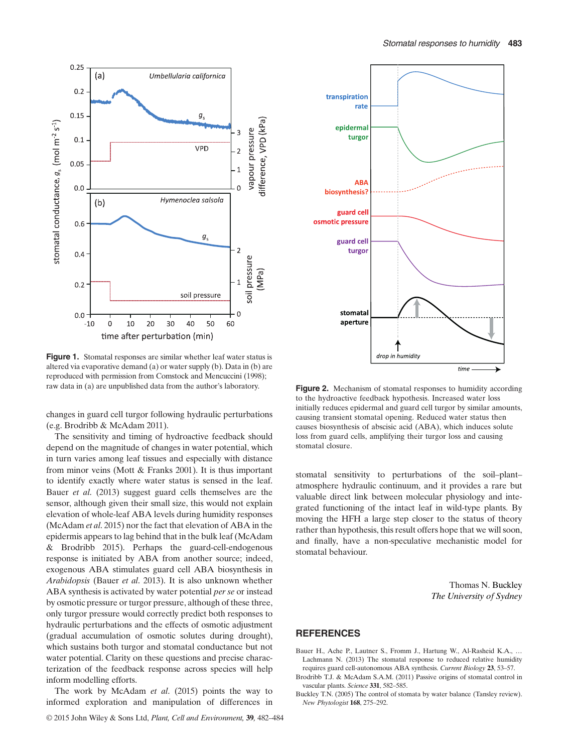(a) Umbellularia californica

$g_s$

VPD

(b) Hymenoclea salsola

$g_s$

soil pressure

stomatal conductance, $g_s$ (mol m$^{-2}$ s$^{-1}$)

vapour pressure difference, VPD (kPa)

soil pressure (MPa)

time after perturbation (min)

0.25
0.2
0.15
0.1
0.05
0.0

0.6
0.4
0.2
0.0

3
2
1
0

2
1
0

-10 0 10 20 30 40 50 60

**Figure 1.** Stomatal responses are similar whether leaf water status is altered via evaporative demand (a) or water supply (b). Data in (b) are reproduced with permission from Comstock and Mencuccini (1998); raw data in (a) are unpublished data from the author's laboratory.

transpiration rate

epidermal turgor

ABA biosynthesis?

guard cell osmotic pressure

guard cell turgor

stomatal aperture

drop in humidity

time

**Figure 2.** Mechanism of stomatal responses to humidity according to the hydroactive feedback hypothesis. Increased water loss initially reduces epidermal and guard cell turgor by similar amounts, causing transient stomatal opening. Reduced water status then causes biosynthesis of abscisic acid (ABA), which induces solute loss from guard cells, amplifying their turgor loss and causing stomatal closure.

changes in guard cell turgor following hydraulic perturbations (e.g. Brodribb & McAdam 2011).

The sensitivity and timing of hydroactive feedback should depend on the magnitude of changes in water potential, which in turn varies among leaf tissues and especially with distance from minor veins (Mott & Franks 2001). It is thus important to identify exactly where water status is sensed in the leaf. Bauer *et al.* (2013) suggest guard cells themselves are the sensor, although given their small size, this would not explain elevation of whole-leaf ABA levels during humidity responses (McAdam *et al.* 2015) nor the fact that elevation of ABA in the epidermis appears to lag behind that in the bulk leaf (McAdam & Brodribb 2015). Perhaps the guard-cell-endogenous response is initiated by ABA from another source; indeed, exogenous ABA stimulates guard cell ABA biosynthesis in *Arabidopsis* (Bauer *et al.* 2013). It is also unknown whether ABA synthesis is activated by water potential *per se* or instead by osmotic pressure or turgor pressure, although of these three, only turgor pressure would correctly predict both responses to hydraulic perturbations and the effects of osmotic adjustment (gradual accumulation of osmotic solutes during drought), which sustains both turgor and stomatal conductance but not water potential. Clarity on these questions and precise characterization of the feedback response across species will help inform modelling efforts.

The work by McAdam *et al.* (2015) points the way to informed exploration and manipulation of differences in stomatal sensitivity to perturbations of the soil–plant–atmosphere hydraulic continuum, and it provides a rare but valuable direct link between molecular physiology and integrated functioning of the intact leaf in wild-type plants. By moving the HFH a large step closer to the status of theory rather than hypothesis, this result offers hope that we will soon, and finally, have a non-speculative mechanistic model for stomatal behaviour.

Thomas N. Buckley
*The University of Sydney*

## REFERENCES

Bauer H., Ache P., Lautner S., Fromm J., Hartung W., Al-Rasheid K.A., … Lachmann N. (2013) The stomatal response to reduced relative humidity requires guard cell-autonomous ABA synthesis. *Current Biology* **23**, 53–57.

Brodribb T.J. & McAdam S.A.M. (2011) Passive origins of stomatal control in vascular plants. *Science* **331**, 582–585.

Buckley T.N. (2005) The control of stomata by water balance (Tansley review). *New Phytologist* **168**, 275–292.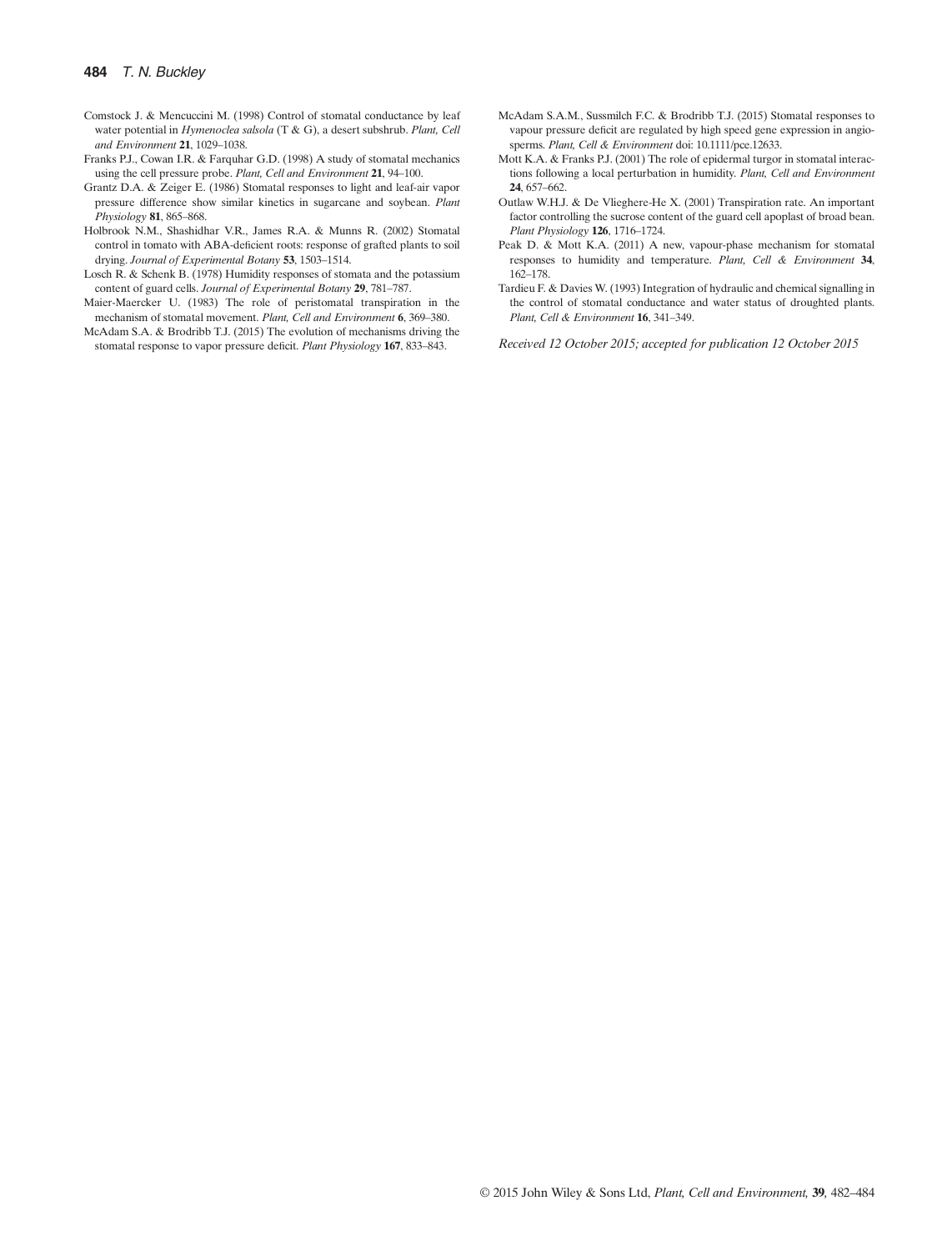Comstock J. & Mencuccini M. (1998) Control of stomatal conductance by leaf water potential in *Hymenoclea salsola* (T & G), a desert subshrub. *Plant, Cell and Environment* **21**, 1029–1038.

Franks P.J., Cowan I.R. & Farquhar G.D. (1998) A study of stomatal mechanics using the cell pressure probe. *Plant, Cell and Environment* **21**, 94–100.

Grantz D.A. & Zeiger E. (1986) Stomatal responses to light and leaf-air vapor pressure difference show similar kinetics in sugarcane and soybean. *Plant Physiology* **81**, 865–868.

Holbrook N.M., Shashidhar V.R., James R.A. & Munns R. (2002) Stomatal control in tomato with ABA-deficient roots: response of grafted plants to soil drying. *Journal of Experimental Botany* **53**, 1503–1514.

Losch R. & Schenk B. (1978) Humidity responses of stomata and the potassium content of guard cells. *Journal of Experimental Botany* **29**, 781–787.

Maier-Maercker U. (1983) The role of peristomatal transpiration in the mechanism of stomatal movement. *Plant, Cell and Environment* **6**, 369–380.

McAdam S.A. & Brodribb T.J. (2015) The evolution of mechanisms driving the stomatal response to vapor pressure deficit. *Plant Physiology* **167**, 833–843.

McAdam S.A.M., Sussmilch F.C. & Brodribb T.J. (2015) Stomatal responses to vapour pressure deficit are regulated by high speed gene expression in angiosperms. *Plant, Cell & Environment* doi: 10.1111/pce.12633.

Mott K.A. & Franks P.J. (2001) The role of epidermal turgor in stomatal interactions following a local perturbation in humidity. *Plant, Cell and Environment* **24**, 657–662.

Outlaw W.H.J. & De Vlieghere-He X. (2001) Transpiration rate. An important factor controlling the sucrose content of the guard cell apoplast of broad bean. *Plant Physiology* **126**, 1716–1724.

Peak D. & Mott K.A. (2011) A new, vapour-phase mechanism for stomatal responses to humidity and temperature. *Plant, Cell & Environment* **34**, 162–178.

Tardieu F. & Davies W. (1993) Integration of hydraulic and chemical signalling in the control of stomatal conductance and water status of droughted plants. *Plant, Cell & Environment* **16**, 341–349.

*Received 12 October 2015; accepted for publication 12 October 2015*